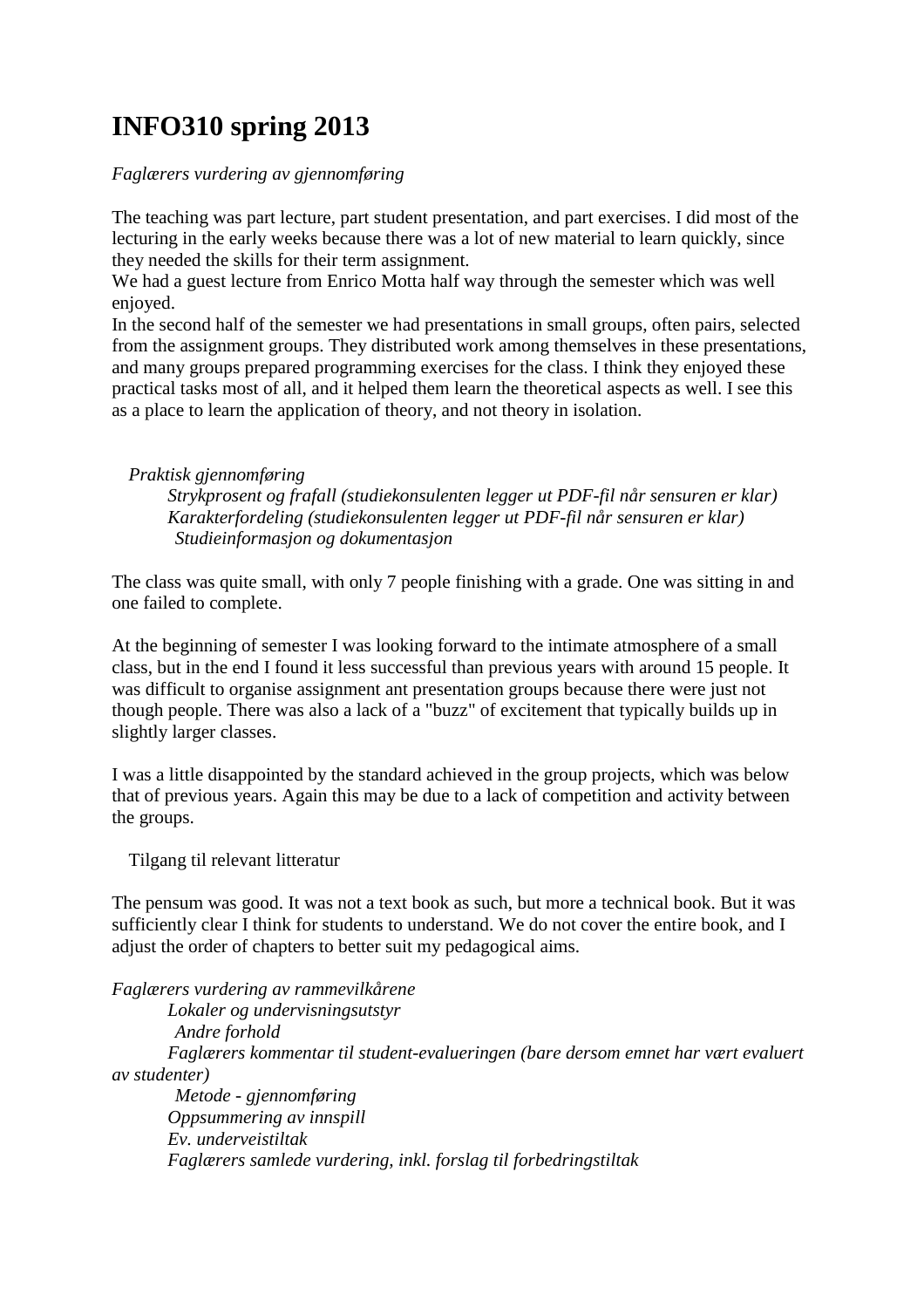# INFO310 spring 2013

*Faglærers vurdering av gjennomføring*

The teaching was part lecture, part student presentation, and part exercises. I did most of the lecturing in the early weeks because there was a lot of new material to learn quickly, since they needed the skills for their term assignment.
We had a guest lecture from Enrico Motta half way through the semester which was well enjoyed.
In the second half of the semester we had presentations in small groups, often pairs, selected from the assignment groups. They distributed work among themselves in these presentations, and many groups prepared programming exercises for the class. I think they enjoyed these practical tasks most of all, and it helped them learn the theoretical aspects as well. I see this as a place to learn the application of theory, and not theory in isolation.

*Praktisk gjennomføring*

*Strykprosent og frafall (studiekonsulenten legger ut PDF-fil når sensuren er klar)*
*Karakterfordeling (studiekonsulenten legger ut PDF-fil når sensuren er klar)*
*Studieinformasjon og dokumentasjon*

The class was quite small, with only 7 people finishing with a grade. One was sitting in and one failed to complete.

At the beginning of semester I was looking forward to the intimate atmosphere of a small class, but in the end I found it less successful than previous years with around 15 people. It was difficult to organise assignment ant presentation groups because there were just not though people. There was also a lack of a "buzz" of excitement that typically builds up in slightly larger classes.

I was a little disappointed by the standard achieved in the group projects, which was below that of previous years. Again this may be due to a lack of competition and activity between the groups.

Tilgang til relevant litteratur

The pensum was good. It was not a text book as such, but more a technical book. But it was sufficiently clear I think for students to understand. We do not cover the entire book, and I adjust the order of chapters to better suit my pedagogical aims.

*Faglærers vurdering av rammevilkårene*

*Lokaler og undervisningsutstyr*
*Andre forhold*
*Faglærers kommentar til student-evalueringen (bare dersom emnet har vært evaluert av studenter)*
*Metode - gjennomføring*
*Oppsummering av innspill*
*Ev. underveistiltak*
*Faglærers samlede vurdering, inkl. forslag til forbedringstiltak*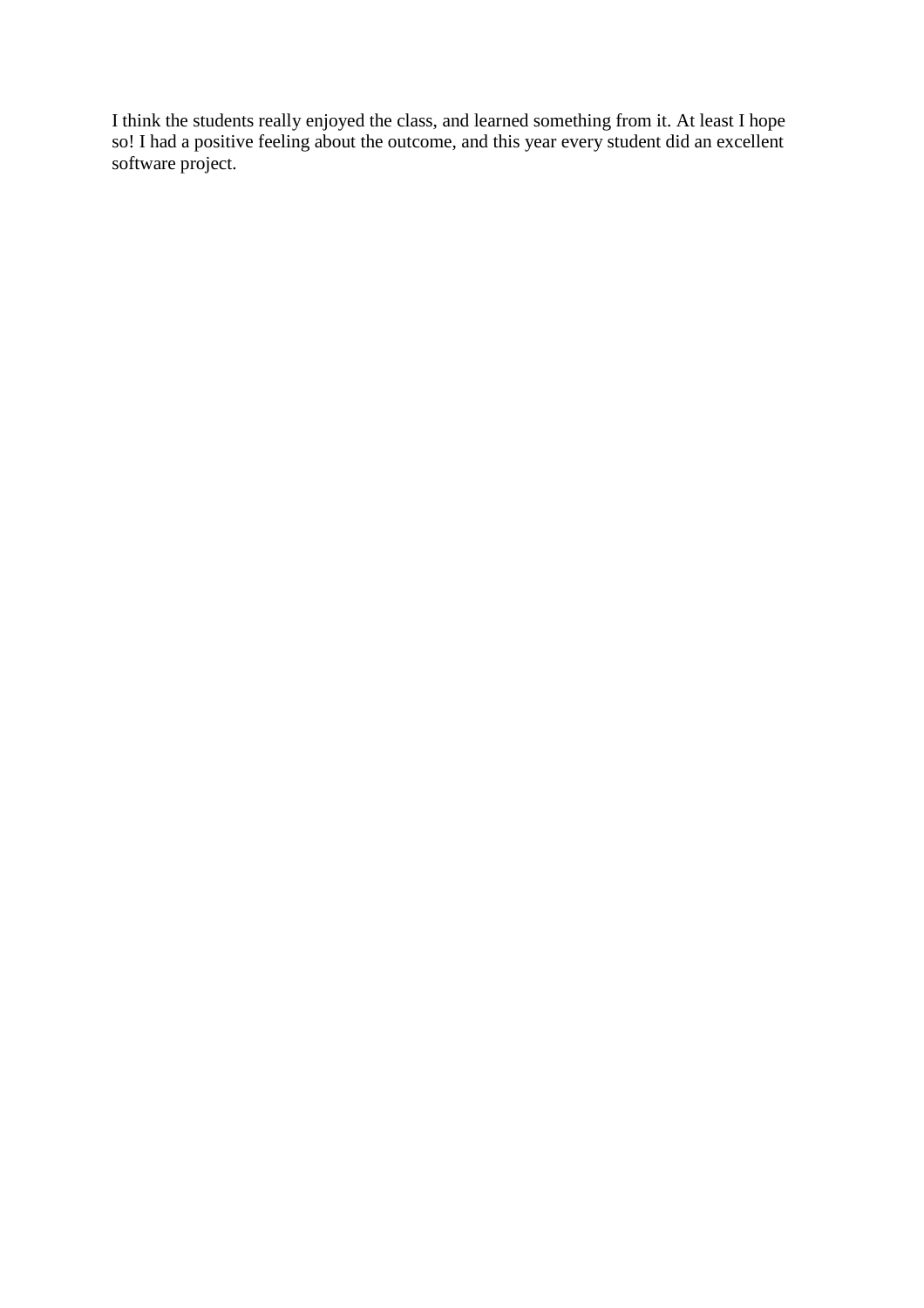I think the students really enjoyed the class, and learned something from it. At least I hope so! I had a positive feeling about the outcome, and this year every student did an excellent software project.